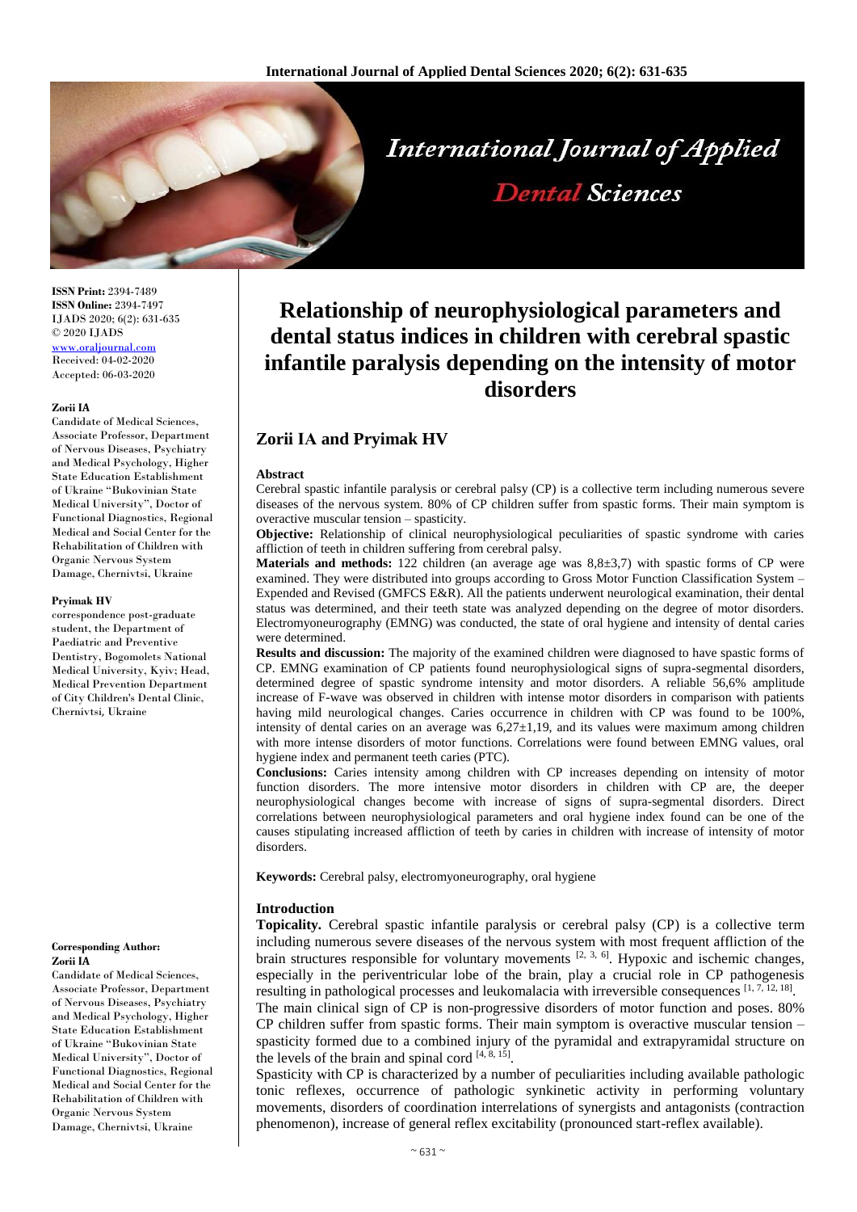**ISSN Print:** 2394-7489
**ISSN Online:** 2394-7497
IJADS 2020; 6(2): 631-635
© 2020 IJADS
www.oraljournal.com
Received: 04-02-2020
Accepted: 06-03-2020

**Zorii IA**
Candidate of Medical Sciences, Associate Professor, Department of Nervous Diseases, Psychiatry and Medical Psychology, Higher State Education Establishment of Ukraine "Bukovinian State Medical University", Doctor of Functional Diagnostics, Regional Medical and Social Center for the Rehabilitation of Children with Organic Nervous System Damage, Chernivtsi, Ukraine

**Pryimak HV**
correspondence post-graduate student, the Department of Paediatric and Preventive Dentistry, Bogomolets National Medical University, Kyiv; Head, Medical Prevention Department of City Children's Dental Clinic, Chernivtsi, Ukraine

**Corresponding Author:**
**Zorii IA**
Candidate of Medical Sciences, Associate Professor, Department of Nervous Diseases, Psychiatry and Medical Psychology, Higher State Education Establishment of Ukraine "Bukovinian State Medical University", Doctor of Functional Diagnostics, Regional Medical and Social Center for the Rehabilitation of Children with Organic Nervous System Damage, Chernivtsi, Ukraine

# Relationship of neurophysiological parameters and dental status indices in children with cerebral spastic infantile paralysis depending on the intensity of motor disorders

## Zorii IA and Pryimak HV

### Abstract

Cerebral spastic infantile paralysis or cerebral palsy (CP) is a collective term including numerous severe diseases of the nervous system. 80% of CP children suffer from spastic forms. Their main symptom is overactive muscular tension – spasticity.

**Objective:** Relationship of clinical neurophysiological peculiarities of spastic syndrome with caries affliction of teeth in children suffering from cerebral palsy.

**Materials and methods:** 122 children (an average age was 8,8±3,7) with spastic forms of CP were examined. They were distributed into groups according to Gross Motor Function Classification System – Expended and Revised (GMFCS E&R). All the patients underwent neurological examination, their dental status was determined, and their teeth state was analyzed depending on the degree of motor disorders. Electromyoneurography (EMNG) was conducted, the state of oral hygiene and intensity of dental caries were determined.

**Results and discussion:** The majority of the examined children were diagnosed to have spastic forms of CP. EMNG examination of CP patients found neurophysiological signs of supra-segmental disorders, determined degree of spastic syndrome intensity and motor disorders. A reliable 56,6% amplitude increase of F-wave was observed in children with intense motor disorders in comparison with patients having mild neurological changes. Caries occurrence in children with CP was found to be 100%, intensity of dental caries on an average was 6,27±1,19, and its values were maximum among children with more intense disorders of motor functions. Correlations were found between EMNG values, oral hygiene index and permanent teeth caries (PTC).

**Conclusions:** Caries intensity among children with CP increases depending on intensity of motor function disorders. The more intensive motor disorders in children with CP are, the deeper neurophysiological changes become with increase of signs of supra-segmental disorders. Direct correlations between neurophysiological parameters and oral hygiene index found can be one of the causes stipulating increased affliction of teeth by caries in children with increase of intensity of motor disorders.

**Keywords:** Cerebral palsy, electromyoneurography, oral hygiene

### Introduction

**Topicality.** Cerebral spastic infantile paralysis or cerebral palsy (CP) is a collective term including numerous severe diseases of the nervous system with most frequent affliction of the brain structures responsible for voluntary movements [2, 3, 6]. Hypoxic and ischemic changes, especially in the periventricular lobe of the brain, play a crucial role in CP pathogenesis resulting in pathological processes and leukomalacia with irreversible consequences [1, 7, 12, 18].

The main clinical sign of CP is non-progressive disorders of motor function and poses. 80% CP children suffer from spastic forms. Their main symptom is overactive muscular tension – spasticity formed due to a combined injury of the pyramidal and extrapyramidal structure on the levels of the brain and spinal cord [4, 8, 15].

Spasticity with CP is characterized by a number of peculiarities including available pathologic tonic reflexes, occurrence of pathologic synkinetic activity in performing voluntary movements, disorders of coordination interrelations of synergists and antagonists (contraction phenomenon), increase of general reflex excitability (pronounced start-reflex available).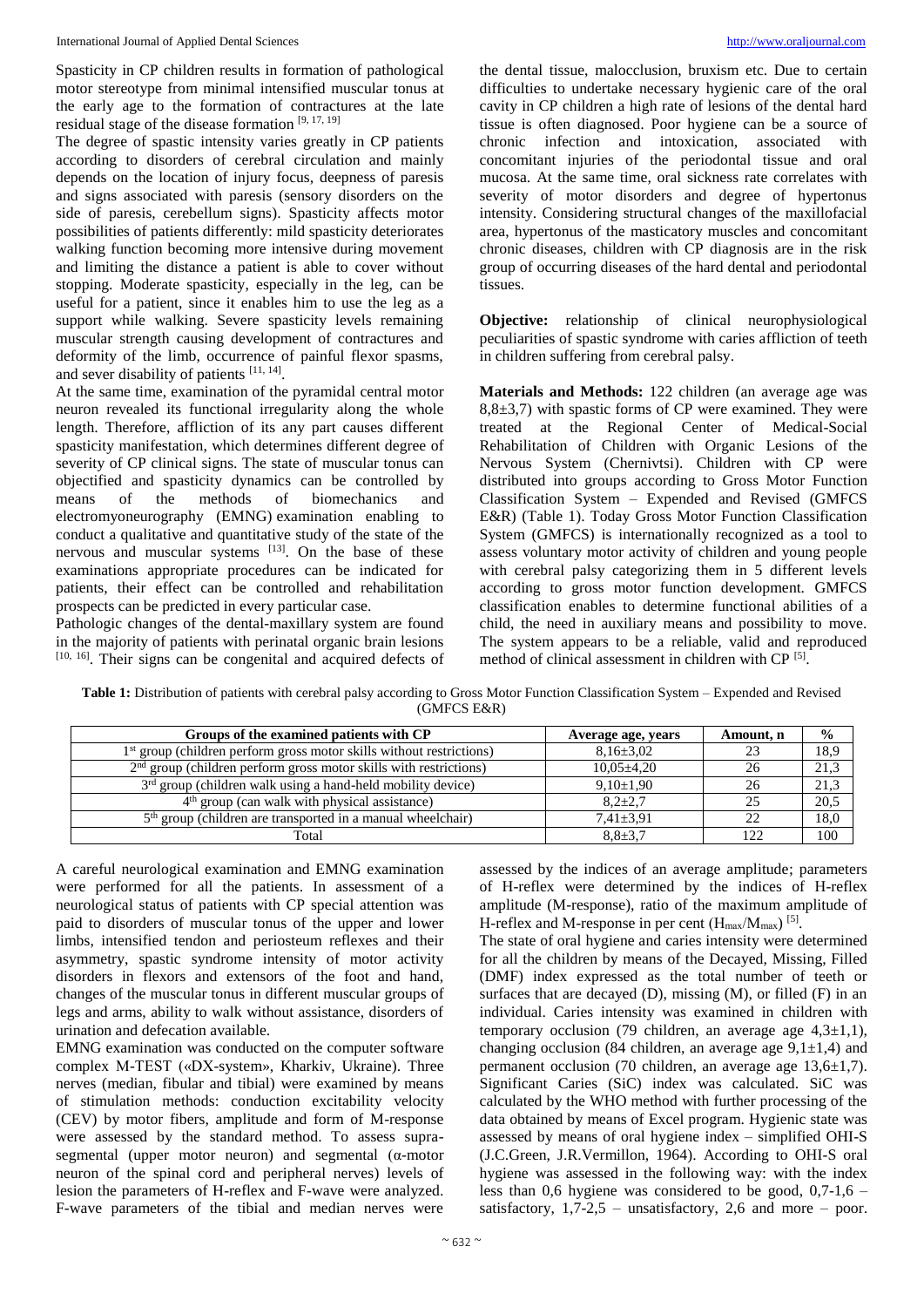Spasticity in CP children results in formation of pathological motor stereotype from minimal intensified muscular tonus at the early age to the formation of contractures at the late residual stage of the disease formation [9, 17, 19]

The degree of spastic intensity varies greatly in CP patients according to disorders of cerebral circulation and mainly depends on the location of injury focus, deepness of paresis and signs associated with paresis (sensory disorders on the side of paresis, cerebellum signs). Spasticity affects motor possibilities of patients differently: mild spasticity deteriorates walking function becoming more intensive during movement and limiting the distance a patient is able to cover without stopping. Moderate spasticity, especially in the leg, can be useful for a patient, since it enables him to use the leg as a support while walking. Severe spasticity levels remaining muscular strength causing development of contractures and deformity of the limb, occurrence of painful flexor spasms, and sever disability of patients [11, 14].

At the same time, examination of the pyramidal central motor neuron revealed its functional irregularity along the whole length. Therefore, affliction of its any part causes different spasticity manifestation, which determines different degree of severity of CP clinical signs. The state of muscular tonus can objectified and spasticity dynamics can be controlled by means of the methods of biomechanics and electromyoneurography (EMNG) examination enabling to conduct a qualitative and quantitative study of the state of the nervous and muscular systems [13]. On the base of these examinations appropriate procedures can be indicated for patients, their effect can be controlled and rehabilitation prospects can be predicted in every particular case.

Pathologic changes of the dental-maxillary system are found in the majority of patients with perinatal organic brain lesions [10, 16]. Their signs can be congenital and acquired defects of the dental tissue, malocclusion, bruxism etc. Due to certain difficulties to undertake necessary hygienic care of the oral cavity in CP children a high rate of lesions of the dental hard tissue is often diagnosed. Poor hygiene can be a source of chronic infection and intoxication, associated with concomitant injuries of the periodontal tissue and oral mucosa. At the same time, oral sickness rate correlates with severity of motor disorders and degree of hypertonus intensity. Considering structural changes of the maxillofacial area, hypertonus of the masticatory muscles and concomitant chronic diseases, children with CP diagnosis are in the risk group of occurring diseases of the hard dental and periodontal tissues.

**Objective:** relationship of clinical neurophysiological peculiarities of spastic syndrome with caries affliction of teeth in children suffering from cerebral palsy.

**Materials and Methods:** 122 children (an average age was 8,8±3,7) with spastic forms of CP were examined. They were treated at the Regional Center of Medical-Social Rehabilitation of Children with Organic Lesions of the Nervous System (Chernivtsi). Children with CP were distributed into groups according to Gross Motor Function Classification System – Expended and Revised (GMFCS E&R) (Table 1). Today Gross Motor Function Classification System (GMFCS) is internationally recognized as a tool to assess voluntary motor activity of children and young people with cerebral palsy categorizing them in 5 different levels according to gross motor function development. GMFCS classification enables to determine functional abilities of a child, the need in auxiliary means and possibility to move. The system appears to be a reliable, valid and reproduced method of clinical assessment in children with CP [5].

**Table 1:** Distribution of patients with cerebral palsy according to Gross Motor Function Classification System – Expended and Revised (GMFCS E&R)

| Groups of the examined patients with CP | Average age, years | Amount, n | % |
|---|---|---|---|
| 1st group (children perform gross motor skills without restrictions) | 8,16±3,02 | 23 | 18,9 |
| 2nd group (children perform gross motor skills with restrictions) | 10,05±4,20 | 26 | 21,3 |
| 3rd group (children walk using a hand-held mobility device) | 9,10±1,90 | 26 | 21,3 |
| 4th group (can walk with physical assistance) | 8,2±2,7 | 25 | 20,5 |
| 5th group (children are transported in a manual wheelchair) | 7,41±3,91 | 22 | 18,0 |
| Total | 8,8±3,7 | 122 | 100 |

A careful neurological examination and EMNG examination were performed for all the patients. In assessment of a neurological status of patients with CP special attention was paid to disorders of muscular tonus of the upper and lower limbs, intensified tendon and periosteum reflexes and their asymmetry, spastic syndrome intensity of motor activity disorders in flexors and extensors of the foot and hand, changes of the muscular tonus in different muscular groups of legs and arms, ability to walk without assistance, disorders of urination and defecation available.

EMNG examination was conducted on the computer software complex M-TEST («DX-system», Kharkiv, Ukraine). Three nerves (median, fibular and tibial) were examined by means of stimulation methods: conduction excitability velocity (CEV) by motor fibers, amplitude and form of M-response were assessed by the standard method. To assess supra-segmental (upper motor neuron) and segmental (α-motor neuron of the spinal cord and peripheral nerves) levels of lesion the parameters of H-reflex and F-wave were analyzed. F-wave parameters of the tibial and median nerves were assessed by the indices of an average amplitude; parameters of H-reflex were determined by the indices of H-reflex amplitude (M-response), ratio of the maximum amplitude of H-reflex and M-response in per cent ($H_{max}/M_{max}$) [5].

The state of oral hygiene and caries intensity were determined for all the children by means of the Decayed, Missing, Filled (DMF) index expressed as the total number of teeth or surfaces that are decayed (D), missing (M), or filled (F) in an individual. Caries intensity was examined in children with temporary occlusion (79 children, an average age 4,3±1,1), changing occlusion (84 children, an average age 9,1±1,4) and permanent occlusion (70 children, an average age 13,6±1,7). Significant Caries (SiC) index was calculated. SiC was calculated by the WHO method with further processing of the data obtained by means of Excel program. Hygienic state was assessed by means of oral hygiene index – simplified OHI-S (J.C.Green, J.R.Vermillon, 1964). According to OHI-S oral hygiene was assessed in the following way: with the index less than 0,6 hygiene was considered to be good, 0,7-1,6 – satisfactory, 1,7-2,5 – unsatisfactory, 2,6 and more – poor.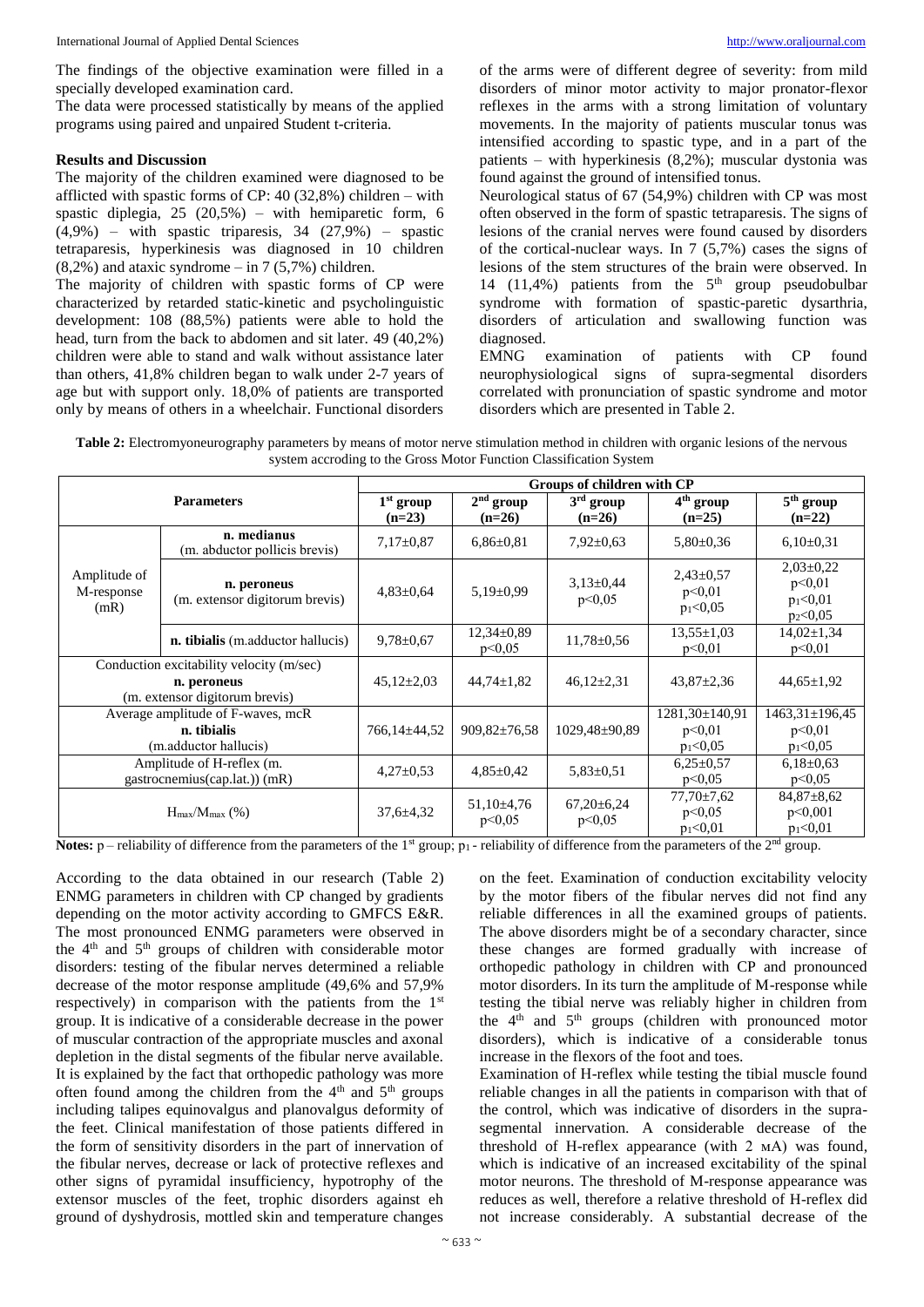The findings of the objective examination were filled in a specially developed examination card.

The data were processed statistically by means of the applied programs using paired and unpaired Student t-criteria.

## Results and Discussion

The majority of the children examined were diagnosed to be afflicted with spastic forms of CP: 40 (32,8%) children – with spastic diplegia, 25 (20,5%) – with hemiparetic form, 6 (4,9%) – with spastic triparesis, 34 (27,9%) – spastic tetraparesis, hyperkinesis was diagnosed in 10 children (8,2%) and ataxic syndrome – in 7 (5,7%) children.

The majority of children with spastic forms of CP were characterized by retarded static-kinetic and psycholinguistic development: 108 (88,5%) patients were able to hold the head, turn from the back to abdomen and sit later. 49 (40,2%) children were able to stand and walk without assistance later than others, 41,8% children began to walk under 2-7 years of age but with support only. 18,0% of patients are transported only by means of others in a wheelchair. Functional disorders of the arms were of different degree of severity: from mild disorders of minor motor activity to major pronator-flexor reflexes in the arms with a strong limitation of voluntary movements. In the majority of patients muscular tonus was intensified according to spastic type, and in a part of the patients – with hyperkinesis (8,2%); muscular dystonia was found against the ground of intensified tonus.

Neurological status of 67 (54,9%) children with CP was most often observed in the form of spastic tetraparesis. The signs of lesions of the cranial nerves were found caused by disorders of the cortical-nuclear ways. In 7 (5,7%) cases the signs of lesions of the stem structures of the brain were observed. In 14 (11,4%) patients from the 5th group pseudobulbar syndrome with formation of spastic-paretic dysarthria, disorders of articulation and swallowing function was diagnosed.

EMNG examination of patients with CP found neurophysiological signs of supra-segmental disorders correlated with pronunciation of spastic syndrome and motor disorders which are presented in Table 2.

**Table 2:** Electromyoneurography parameters by means of motor nerve stimulation method in children with organic lesions of the nervous system accroding to the Gross Motor Function Classification System

| Parameters | | Groups of children with CP | | | | |
|---|---|---|---|---|---|---|
| | | 1st group (n=23) | 2nd group (n=26) | 3rd group (n=26) | 4th group (n=25) | 5th group (n=22) |
| Amplitude of M-response (mR) | **n. medianus** (m. abductor pollicis brevis) | 7,17±0,87 | 6,86±0,81 | 7,92±0,63 | 5,80±0,36 | 6,10±0,31 |
| | **n. peroneus** (m. extensor digitorum brevis) | 4,83±0,64 | 5,19±0,99 | 3,13±0,44 $p<0,05$ | 2,43±0,57 $p<0,01$ $p_1<0,05$ | 2,03±0,22 $p<0,01$ $p_1<0,01$ $p_2<0,05$ |
| | **n. tibialis** (m.adductor hallucis) | 9,78±0,67 | 12,34±0,89 $p<0,05$ | 11,78±0,56 | 13,55±1,03 $p<0,01$ | 14,02±1,34 $p<0,01$ |
| Conduction excitability velocity (m/sec) **n. peroneus** (m. extensor digitorum brevis) | | 45,12±2,03 | 44,74±1,82 | 46,12±2,31 | 43,87±2,36 | 44,65±1,92 |
| Average amplitude of F-waves, mcR **n. tibialis** (m.adductor hallucis) | | 766,14±44,52 | 909,82±76,58 | 1029,48±90,89 | 1281,30±140,91 $p<0,01$ $p_1<0,05$ | 1463,31±196,45 $p<0,01$ $p_1<0,05$ |
| Amplitude of H-reflex (m. gastrocnemius(cap.lat.)) (mR) | | 4,27±0,53 | 4,85±0,42 | 5,83±0,51 | 6,25±0,57 $p<0,05$ | 6,18±0,63 $p<0,05$ |
| $H_{max}/M_{max}$ (%) | | 37,6±4,32 | 51,10±4,76 $p<0,05$ | 67,20±6,24 $p<0,05$ | 77,70±7,62 $p<0,05$ $p_1<0,01$ | 84,87±8,62 $p<0,001$ $p_1<0,01$ |

**Notes:** p – reliability of difference from the parameters of the 1st group; $p_1$ - reliability of difference from the parameters of the 2nd group.

According to the data obtained in our research (Table 2) ENMG parameters in children with CP changed by gradients depending on the motor activity according to GMFCS E&R. The most pronounced ENMG parameters were observed in the 4th and 5th groups of children with considerable motor disorders: testing of the fibular nerves determined a reliable decrease of the motor response amplitude (49,6% and 57,9% respectively) in comparison with the patients from the 1st group. It is indicative of a considerable decrease in the power of muscular contraction of the appropriate muscles and axonal depletion in the distal segments of the fibular nerve available. It is explained by the fact that orthopedic pathology was more often found among the children from the 4th and 5th groups including talipes equinovalgus and planovalgus deformity of the feet. Clinical manifestation of those patients differed in the form of sensitivity disorders in the part of innervation of the fibular nerves, decrease or lack of protective reflexes and other signs of pyramidal insufficiency, hypotrophy of the extensor muscles of the feet, trophic disorders against eh ground of dyshydrosis, mottled skin and temperature changes on the feet. Examination of conduction excitability velocity by the motor fibers of the fibular nerves did not find any reliable differences in all the examined groups of patients. The above disorders might be of a secondary character, since these changes are formed gradually with increase of orthopedic pathology in children with CP and pronounced motor disorders. In its turn the amplitude of M-response while testing the tibial nerve was reliably higher in children from the 4th and 5th groups (children with pronounced motor disorders), which is indicative of a considerable tonus increase in the flexors of the foot and toes.

Examination of H-reflex while testing the tibial muscle found reliable changes in all the patients in comparison with that of the control, which was indicative of disorders in the supra-segmental innervation. A considerable decrease of the threshold of H-reflex appearance (with 2 мA) was found, which is indicative of an increased excitability of the spinal motor neurons. The threshold of M-response appearance was reduces as well, therefore a relative threshold of H-reflex did not increase considerably. A substantial decrease of the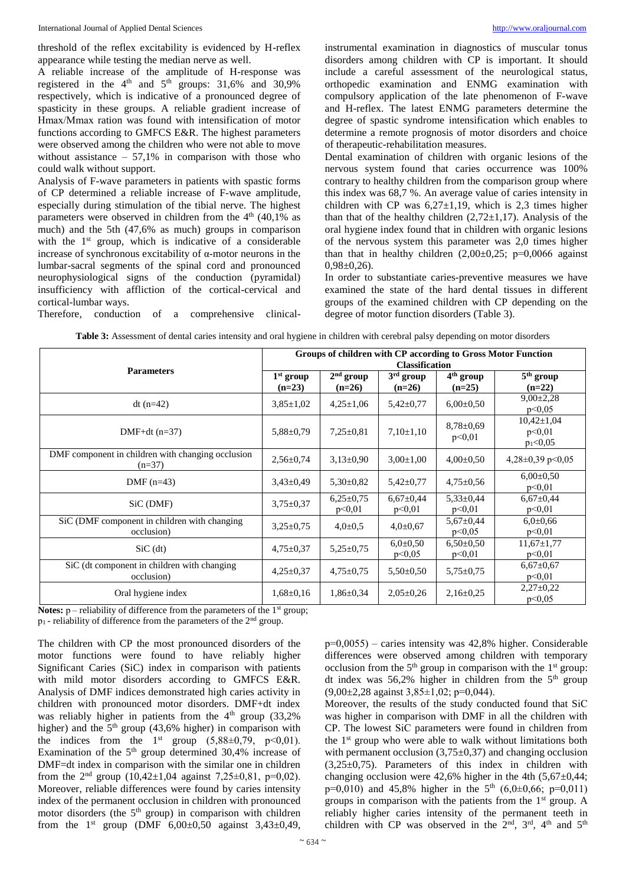threshold of the reflex excitability is evidenced by H-reflex appearance while testing the median nerve as well.

A reliable increase of the amplitude of H-response was registered in the 4th and 5th groups: 31,6% and 30,9% respectively, which is indicative of a pronounced degree of spasticity in these groups. A reliable gradient increase of Hmax/Mmax ration was found with intensification of motor functions according to GMFCS E&R. The highest parameters were observed among the children who were not able to move without assistance – 57,1% in comparison with those who could walk without support.

Analysis of F-wave parameters in patients with spastic forms of CP determined a reliable increase of F-wave amplitude, especially during stimulation of the tibial nerve. The highest parameters were observed in children from the 4th (40,1% as much) and the 5th (47,6% as much) groups in comparison with the 1st group, which is indicative of a considerable increase of synchronous excitability of α-motor neurons in the lumbar-sacral segments of the spinal cord and pronounced neurophysiological signs of the conduction (pyramidal) insufficiency with affliction of the cortical-cervical and cortical-lumbar ways.

Therefore, conduction of a comprehensive clinical-instrumental examination in diagnostics of muscular tonus disorders among children with CP is important. It should include a careful assessment of the neurological status, orthopedic examination and ENMG examination with compulsory application of the late phenomenon of F-wave and H-reflex. The latest ENMG parameters determine the degree of spastic syndrome intensification which enables to determine a remote prognosis of motor disorders and choice of therapeutic-rehabilitation measures.

Dental examination of children with organic lesions of the nervous system found that caries occurrence was 100% contrary to healthy children from the comparison group where this index was 68,7 %. An average value of caries intensity in children with CP was 6,27±1,19, which is 2,3 times higher than that of the healthy children (2,72±1,17). Analysis of the oral hygiene index found that in children with organic lesions of the nervous system this parameter was 2,0 times higher than that in healthy children (2,00±0,25; p=0,0066 against 0,98±0,26).

In order to substantiate caries-preventive measures we have examined the state of the hard dental tissues in different groups of the examined children with CP depending on the degree of motor function disorders (Table 3).

**Table 3:** Assessment of dental caries intensity and oral hygiene in children with cerebral palsy depending on motor disorders

| Parameters | Groups of children with CP according to Gross Motor Function Classification | | | | |
|---|---|---|---|---|---|
| | 1st group (n=23) | 2nd group (n=26) | 3rd group (n=26) | 4th group (n=25) | 5th group (n=22) |
| dt (n=42) | 3,85±1,02 | 4,25±1,06 | 5,42±0,77 | 6,00±0,50 | 9,00±2,28 p<0,05 |
| DMF+dt (n=37) | 5,88±0,79 | 7,25±0,81 | 7,10±1,10 | 8,78±0,69 p<0,01 | 10,42±1,04 p<0,01 $p_1$<0,05 |
| DMF component in children with changing occlusion (n=37) | 2,56±0,74 | 3,13±0,90 | 3,00±1,00 | 4,00±0,50 | 4,28±0,39 p<0,05 |
| DMF (n=43) | 3,43±0,49 | 5,30±0,82 | 5,42±0,77 | 4,75±0,56 | 6,00±0,50 p<0,01 |
| SiC (DMF) | 3,75±0,37 | 6,25±0,75 p<0,01 | 6,67±0,44 p<0,01 | 5,33±0,44 p<0,01 | 6,67±0,44 p<0,01 |
| SiC (DMF component in children with changing occlusion) | 3,25±0,75 | 4,0±0,5 | 4,0±0,67 | 5,67±0,44 p<0,05 | 6,0±0,66 p<0,01 |
| SiC (dt) | 4,75±0,37 | 5,25±0,75 | 6,0±0,50 p<0,05 | 6,50±0,50 p<0,01 | 11,67±1,77 p<0,01 |
| SiC (dt component in children with changing occlusion) | 4,25±0,37 | 4,75±0,75 | 5,50±0,50 | 5,75±0,75 | 6,67±0,67 p<0,01 |
| Oral hygiene index | 1,68±0,16 | 1,86±0,34 | 2,05±0,26 | 2,16±0,25 | 2,27±0,22 p<0,05 |

**Notes:** p – reliability of difference from the parameters of the 1st group;
$p_1$ - reliability of difference from the parameters of the 2nd group.

The children with CP the most pronounced disorders of the motor functions were found to have reliably higher Significant Caries (SiC) index in comparison with patients with mild motor disorders according to GMFCS E&R. Analysis of DMF indices demonstrated high caries activity in children with pronounced motor disorders. DMF+dt index was reliably higher in patients from the 4th group (33,2% higher) and the 5th group (43,6% higher) in comparison with the indices from the 1st group (5,88±0,79, p<0,01). Examination of the 5th group determined 30,4% increase of DMF=dt index in comparison with the similar one in children from the 2nd group (10,42±1,04 against 7,25±0,81, p=0,02). Moreover, reliable differences were found by caries intensity index of the permanent occlusion in children with pronounced motor disorders (the 5th group) in comparison with children from the 1st group (DMF 6,00±0,50 against 3,43±0,49, p=0,0055) – caries intensity was 42,8% higher. Considerable differences were observed among children with temporary occlusion from the 5th group in comparison with the 1st group: dt index was 56,2% higher in children from the 5th group (9,00±2,28 against 3,85±1,02; p=0,044).

Moreover, the results of the study conducted found that SiC was higher in comparison with DMF in all the children with CP. The lowest SiC parameters were found in children from the 1st group who were able to walk without limitations both with permanent occlusion (3,75±0,37) and changing occlusion (3,25±0,75). Parameters of this index in children with changing occlusion were 42,6% higher in the 4th (5,67±0,44; p=0,010) and 45,8% higher in the 5th (6,0±0,66; p=0,011) groups in comparison with the patients from the 1st group. A reliably higher caries intensity of the permanent teeth in children with CP was observed in the 2nd, 3rd, 4th and 5th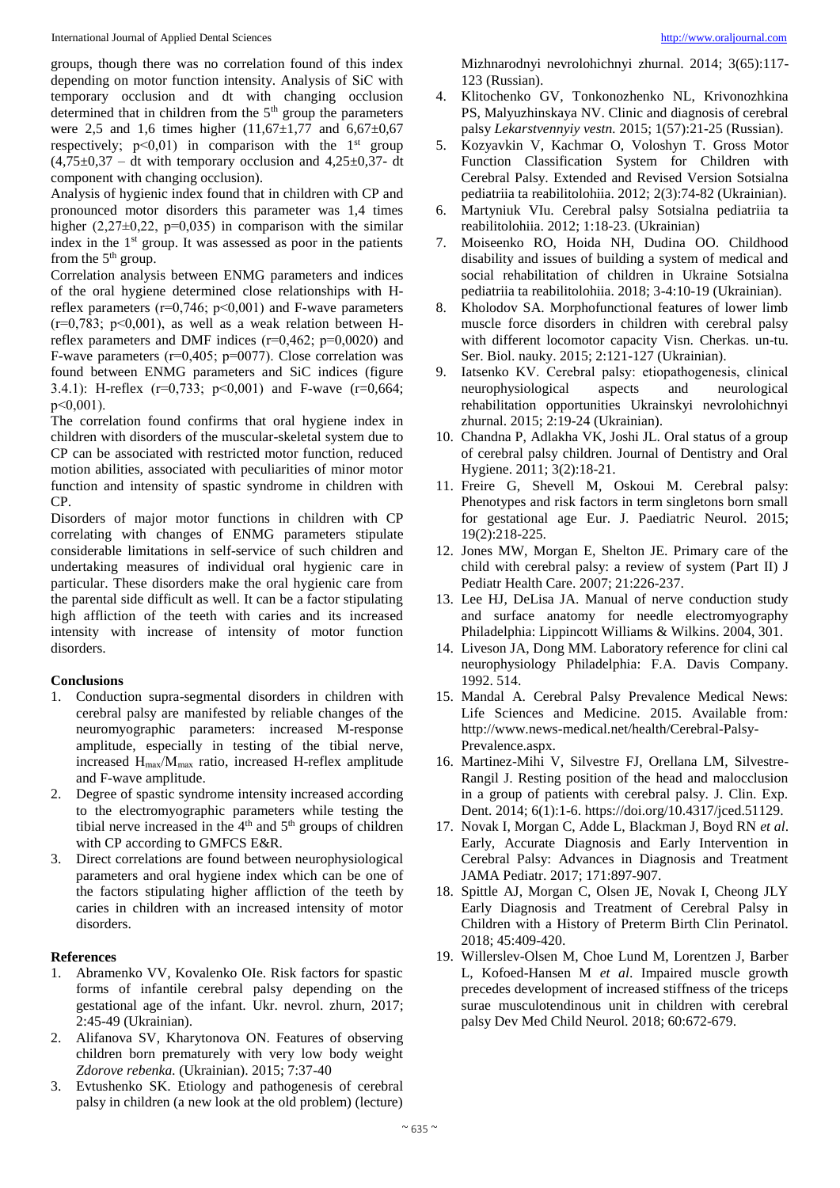groups, though there was no correlation found of this index depending on motor function intensity. Analysis of SiC with temporary occlusion and dt with changing occlusion determined that in children from the 5th group the parameters were 2,5 and 1,6 times higher (11,67±1,77 and 6,67±0,67 respectively; p<0,01) in comparison with the 1st group (4,75±0,37 – dt with temporary occlusion and 4,25±0,37- dt component with changing occlusion).

Analysis of hygienic index found that in children with CP and pronounced motor disorders this parameter was 1,4 times higher (2,27±0,22, p=0,035) in comparison with the similar index in the 1st group. It was assessed as poor in the patients from the 5th group.

Correlation analysis between ENMG parameters and indices of the oral hygiene determined close relationships with H-reflex parameters (r=0,746; p<0,001) and F-wave parameters (r=0,783; p<0,001), as well as a weak relation between H-reflex parameters and DMF indices (r=0,462; p=0,0020) and F-wave parameters (r=0,405; p=0077). Close correlation was found between ENMG parameters and SiC indices (figure 3.4.1): H-reflex (r=0,733; p<0,001) and F-wave (r=0,664; p<0,001).

The correlation found confirms that oral hygiene index in children with disorders of the muscular-skeletal system due to CP can be associated with restricted motor function, reduced motion abilities, associated with peculiarities of minor motor function and intensity of spastic syndrome in children with CP.

Disorders of major motor functions in children with CP correlating with changes of ENMG parameters stipulate considerable limitations in self-service of such children and undertaking measures of individual oral hygienic care in particular. These disorders make the oral hygienic care from the parental side difficult as well. It can be a factor stipulating high affliction of the teeth with caries and its increased intensity with increase of intensity of motor function disorders.

## Conclusions

1. Conduction supra-segmental disorders in children with cerebral palsy are manifested by reliable changes of the neuromyographic parameters: increased M-response amplitude, especially in testing of the tibial nerve, increased $H_{max}/M_{max}$ ratio, increased H-reflex amplitude and F-wave amplitude.
2. Degree of spastic syndrome intensity increased according to the electromyographic parameters while testing the tibial nerve increased in the 4th and 5th groups of children with CP according to GMFCS E&R.
3. Direct correlations are found between neurophysiological parameters and oral hygiene index which can be one of the factors stipulating higher affliction of the teeth by caries in children with an increased intensity of motor disorders.

## References

1. Abramenko VV, Kovalenko OIe. Risk factors for spastic forms of infantile cerebral palsy depending on the gestational age of the infant. Ukr. nevrol. zhurn, 2017; 2:45-49 (Ukrainian).
2. Alifanova SV, Kharytonova ON. Features of observing children born prematurely with very low body weight *Zdorove rebenka.* (Ukrainian). 2015; 7:37-40
3. Evtushenko SK. Etiology and pathogenesis of cerebral palsy in children (a new look at the old problem) (lecture) Mizhnarodnyi nevrolohichnyi zhurnal. 2014; 3(65):117-123 (Russian).
4. Klitochenko GV, Tonkonozhenko NL, Krivonozhkina PS, Malyuzhinskaya NV. Clinic and diagnosis of cerebral palsy *Lekarstvennyiy vestn.* 2015; 1(57):21-25 (Russian).
5. Kozyavkin V, Kachmar O, Voloshyn T. Gross Motor Function Classification System for Children with Cerebral Palsy. Extended and Revised Version Sotsialna pediatriia ta reabilitolohiia. 2012; 2(3):74-82 (Ukrainian).
6. Martyniuk VIu. Cerebral palsy Sotsialna pediatriia ta reabilitolohiia. 2012; 1:18-23. (Ukrainian)
7. Moiseenko RO, Hoida NH, Dudina OO. Childhood disability and issues of building a system of medical and social rehabilitation of children in Ukraine Sotsialna pediatriia ta reabilitolohiia. 2018; 3-4:10-19 (Ukrainian).
8. Kholodov SA. Morphofunctional features of lower limb muscle force disorders in children with cerebral palsy with different locomotor capacity Visn. Cherkas. un-tu. Ser. Biol. nauky. 2015; 2:121-127 (Ukrainian).
9. Iatsenko KV. Cerebral palsy: etiopathogenesis, clinical neurophysiological aspects and neurological rehabilitation opportunities Ukrainskyi nevrolohichnyi zhurnal. 2015; 2:19-24 (Ukrainian).
10. Chandna P, Adlakha VK, Joshi JL. Oral status of a group of cerebral palsy children. Journal of Dentistry and Oral Hygiene. 2011; 3(2):18-21.
11. Freire G, Shevell M, Oskoui M. Cerebral palsy: Phenotypes and risk factors in term singletons born small for gestational age Eur. J. Paediatric Neurol. 2015; 19(2):218-225.
12. Jones MW, Morgan E, Shelton JE. Primary care of the child with cerebral palsy: a review of system (Part II) J Pediatr Health Care. 2007; 21:226-237.
13. Lee HJ, DeLisa JA. Manual of nerve conduction study and surface anatomy for needle electromyography Philadelphia: Lippincott Williams & Wilkins. 2004, 301.
14. Liveson JA, Dong MM. Laboratory reference for clini cal neurophysiology Philadelphia: F.A. Davis Company. 1992. 514.
15. Mandal A. Cerebral Palsy Prevalence Medical News: Life Sciences and Medicine. 2015. Available from*:* http://www.news-medical.net/health/Cerebral-Palsy-Prevalence.aspx.
16. Martinez-Mihi V, Silvestre FJ, Orellana LM, Silvestre-Rangil J. Resting position of the head and malocclusion in a group of patients with cerebral palsy. J. Clin. Exp. Dent. 2014; 6(1):1-6. https://doi.org/10.4317/jced.51129.
17. Novak I, Morgan C, Adde L, Blackman J, Boyd RN *et al*. Early, Accurate Diagnosis and Early Intervention in Cerebral Palsy: Advances in Diagnosis and Treatment JAMA Pediatr. 2017; 171:897-907.
18. Spittle AJ, Morgan C, Olsen JE, Novak I, Cheong JLY Early Diagnosis and Treatment of Cerebral Palsy in Children with a History of Preterm Birth Clin Perinatol. 2018; 45:409-420.
19. Willerslev-Olsen M, Choe Lund M, Lorentzen J, Barber L, Kofoed-Hansen M *et al*. Impaired muscle growth precedes development of increased stiffness of the triceps surae musculotendinous unit in children with cerebral palsy Dev Med Child Neurol. 2018; 60:672-679.